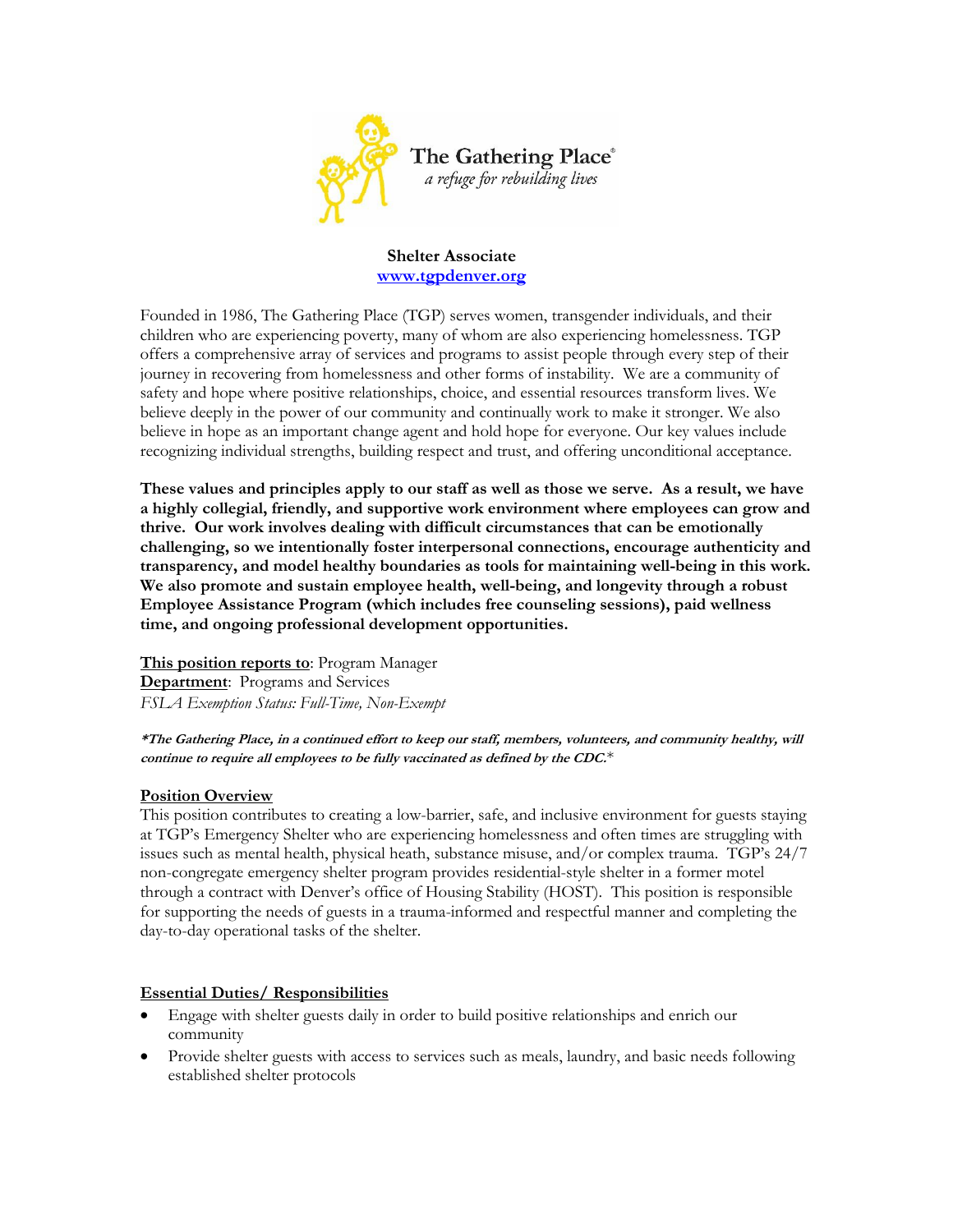The Gathering Place®
*a refuge for rebuilding lives*

**Shelter Associate**
**[www.tgpdenver.org](http://www.tgpdenver.org)**

Founded in 1986, The Gathering Place (TGP) serves women, transgender individuals, and their children who are experiencing poverty, many of whom are also experiencing homelessness. TGP offers a comprehensive array of services and programs to assist people through every step of their journey in recovering from homelessness and other forms of instability. We are a community of safety and hope where positive relationships, choice, and essential resources transform lives. We believe deeply in the power of our community and continually work to make it stronger. We also believe in hope as an important change agent and hold hope for everyone. Our key values include recognizing individual strengths, building respect and trust, and offering unconditional acceptance.

**These values and principles apply to our staff as well as those we serve. As a result, we have a highly collegial, friendly, and supportive work environment where employees can grow and thrive. Our work involves dealing with difficult circumstances that can be emotionally challenging, so we intentionally foster interpersonal connections, encourage authenticity and transparency, and model healthy boundaries as tools for maintaining well-being in this work. We also promote and sustain employee health, well-being, and longevity through a robust Employee Assistance Program (which includes free counseling sessions), paid wellness time, and ongoing professional development opportunities.**

**This position reports to**: Program Manager
**Department**: Programs and Services
*FSLA Exemption Status: Full-Time, Non-Exempt*

***The Gathering Place, in a continued effort to keep our staff, members, volunteers, and community healthy, will continue to require all employees to be fully vaccinated as defined by the CDC.****

**Position Overview**

This position contributes to creating a low-barrier, safe, and inclusive environment for guests staying at TGP's Emergency Shelter who are experiencing homelessness and often times are struggling with issues such as mental health, physical heath, substance misuse, and/or complex trauma. TGP's 24/7 non-congregate emergency shelter program provides residential-style shelter in a former motel through a contract with Denver's office of Housing Stability (HOST). This position is responsible for supporting the needs of guests in a trauma-informed and respectful manner and completing the day-to-day operational tasks of the shelter.

**Essential Duties/ Responsibilities**

- Engage with shelter guests daily in order to build positive relationships and enrich our community
- Provide shelter guests with access to services such as meals, laundry, and basic needs following established shelter protocols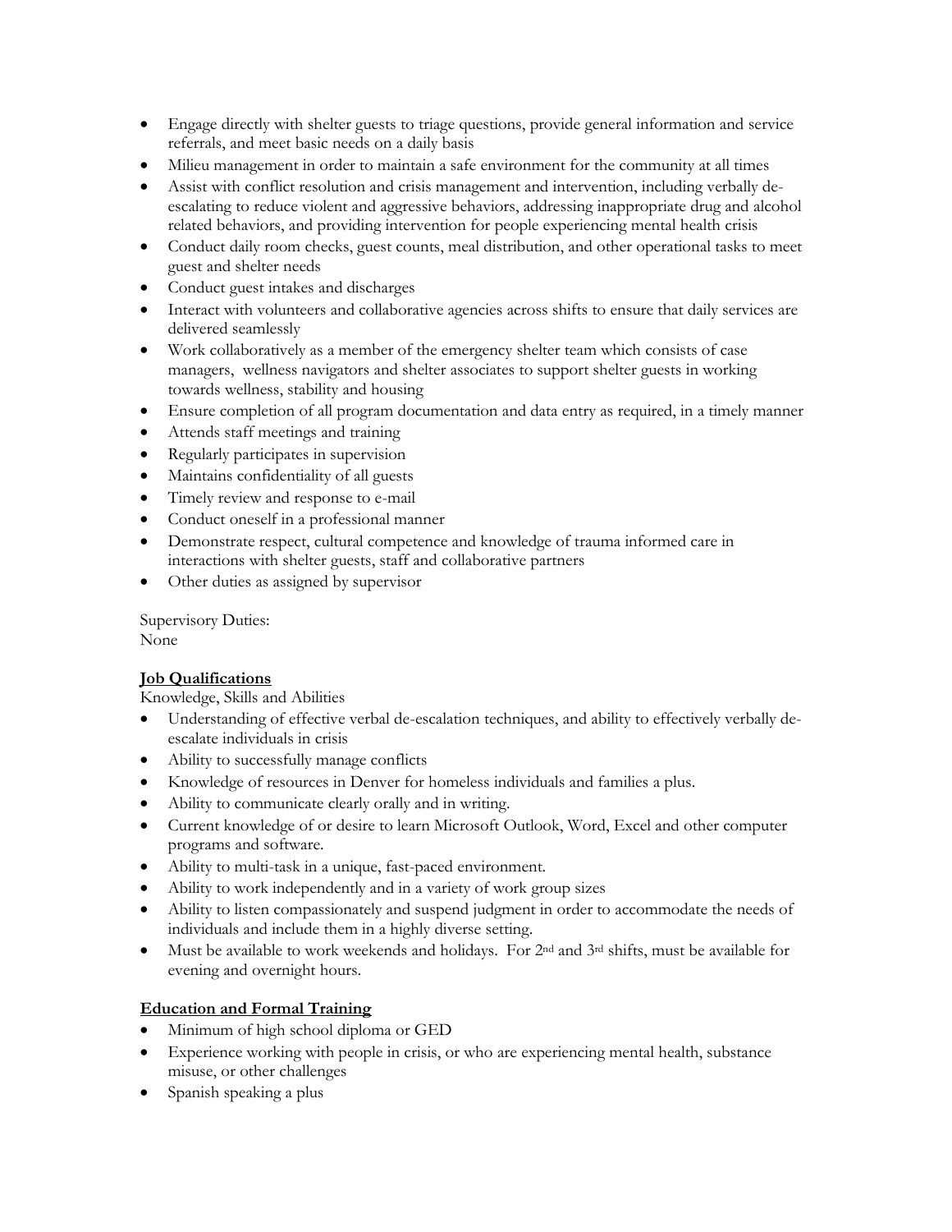- Engage directly with shelter guests to triage questions, provide general information and service referrals, and meet basic needs on a daily basis
- Milieu management in order to maintain a safe environment for the community at all times
- Assist with conflict resolution and crisis management and intervention, including verbally de-escalating to reduce violent and aggressive behaviors, addressing inappropriate drug and alcohol related behaviors, and providing intervention for people experiencing mental health crisis
- Conduct daily room checks, guest counts, meal distribution, and other operational tasks to meet guest and shelter needs
- Conduct guest intakes and discharges
- Interact with volunteers and collaborative agencies across shifts to ensure that daily services are delivered seamlessly
- Work collaboratively as a member of the emergency shelter team which consists of case managers, wellness navigators and shelter associates to support shelter guests in working towards wellness, stability and housing
- Ensure completion of all program documentation and data entry as required, in a timely manner
- Attends staff meetings and training
- Regularly participates in supervision
- Maintains confidentiality of all guests
- Timely review and response to e-mail
- Conduct oneself in a professional manner
- Demonstrate respect, cultural competence and knowledge of trauma informed care in interactions with shelter guests, staff and collaborative partners
- Other duties as assigned by supervisor

Supervisory Duties:
None

**Job Qualifications**

Knowledge, Skills and Abilities

- Understanding of effective verbal de-escalation techniques, and ability to effectively verbally de-escalate individuals in crisis
- Ability to successfully manage conflicts
- Knowledge of resources in Denver for homeless individuals and families a plus.
- Ability to communicate clearly orally and in writing.
- Current knowledge of or desire to learn Microsoft Outlook, Word, Excel and other computer programs and software.
- Ability to multi-task in a unique, fast-paced environment.
- Ability to work independently and in a variety of work group sizes
- Ability to listen compassionately and suspend judgment in order to accommodate the needs of individuals and include them in a highly diverse setting.
- Must be available to work weekends and holidays. For 2nd and 3rd shifts, must be available for evening and overnight hours.

**Education and Formal Training**

- Minimum of high school diploma or GED
- Experience working with people in crisis, or who are experiencing mental health, substance misuse, or other challenges
- Spanish speaking a plus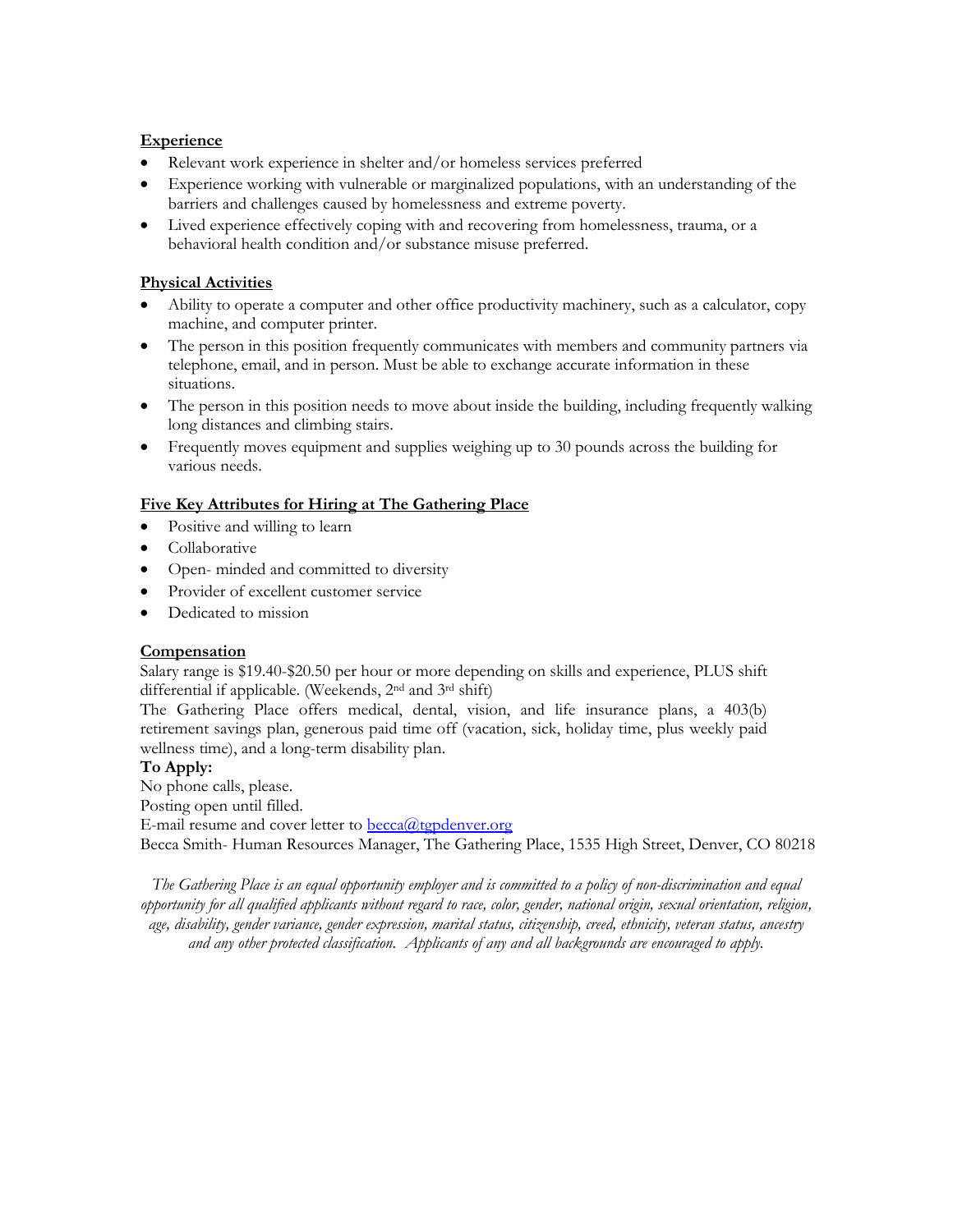**Experience**

- Relevant work experience in shelter and/or homeless services preferred
- Experience working with vulnerable or marginalized populations, with an understanding of the barriers and challenges caused by homelessness and extreme poverty.
- Lived experience effectively coping with and recovering from homelessness, trauma, or a behavioral health condition and/or substance misuse preferred.

**Physical Activities**

- Ability to operate a computer and other office productivity machinery, such as a calculator, copy machine, and computer printer.
- The person in this position frequently communicates with members and community partners via telephone, email, and in person. Must be able to exchange accurate information in these situations.
- The person in this position needs to move about inside the building, including frequently walking long distances and climbing stairs.
- Frequently moves equipment and supplies weighing up to 30 pounds across the building for various needs.

**Five Key Attributes for Hiring at The Gathering Place**

- Positive and willing to learn
- Collaborative
- Open- minded and committed to diversity
- Provider of excellent customer service
- Dedicated to mission

**Compensation**

Salary range is $19.40-$20.50 per hour or more depending on skills and experience, PLUS shift differential if applicable. (Weekends, 2nd and 3rd shift)

The Gathering Place offers medical, dental, vision, and life insurance plans, a 403(b) retirement savings plan, generous paid time off (vacation, sick, holiday time, plus weekly paid wellness time), and a long-term disability plan.

**To Apply:**

No phone calls, please.

Posting open until filled.

E-mail resume and cover letter to becca@tgpdenver.org

Becca Smith- Human Resources Manager, The Gathering Place, 1535 High Street, Denver, CO 80218

*The Gathering Place is an equal opportunity employer and is committed to a policy of non-discrimination and equal opportunity for all qualified applicants without regard to race, color, gender, national origin, sexual orientation, religion, age, disability, gender variance, gender expression, marital status, citizenship, creed, ethnicity, veteran status, ancestry and any other protected classification. Applicants of any and all backgrounds are encouraged to apply.*